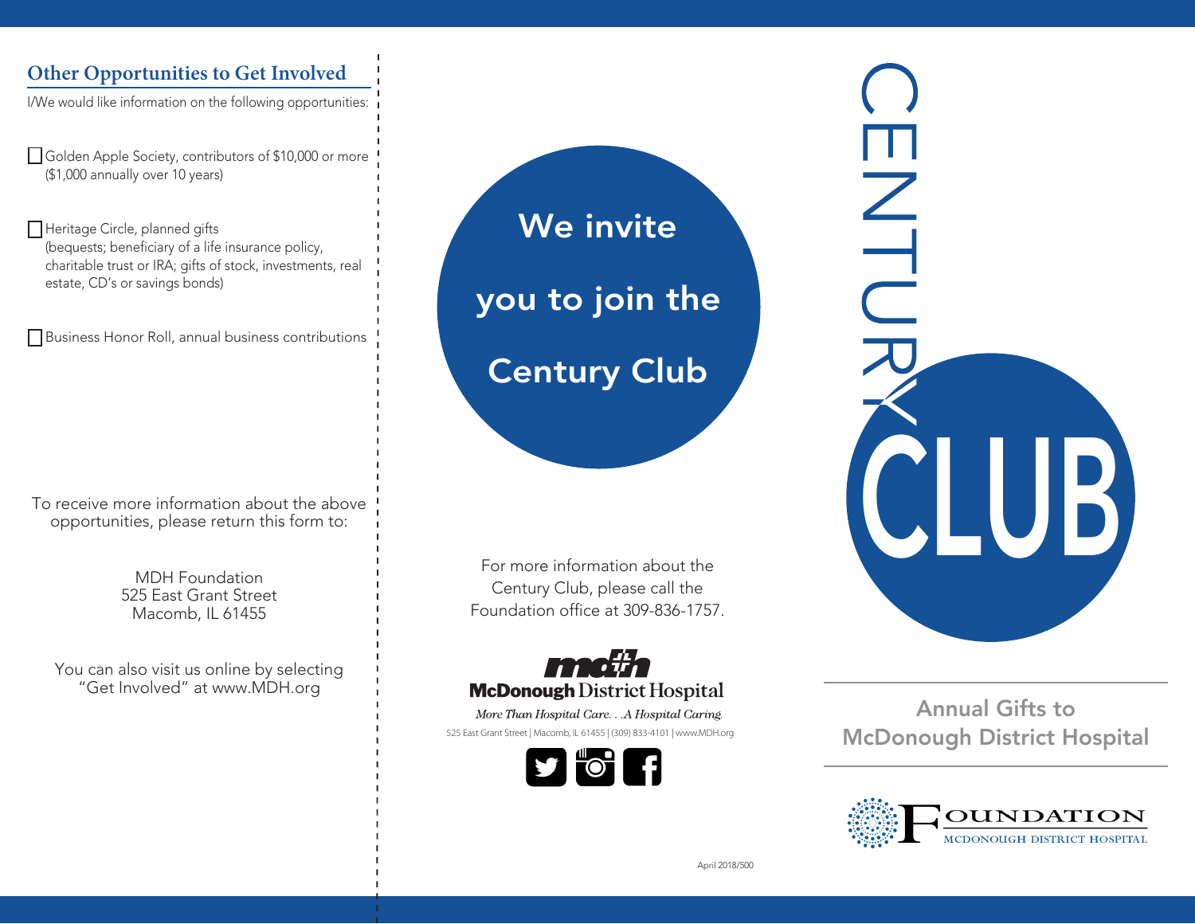## Other Opportunities to Get Involved

I/We would like information on the following opportunities:

- ☐ Golden Apple Society, contributors of $10,000 or more ($1,000 annually over 10 years)
- ☐ Heritage Circle, planned gifts (bequests; beneficiary of a life insurance policy, charitable trust or IRA; gifts of stock, investments, real estate, CD's or savings bonds)
- ☐ Business Honor Roll, annual business contributions

To receive more information about the above opportunities, please return this form to:

MDH Foundation
525 East Grant Street
Macomb, IL 61455

You can also visit us online by selecting "Get Involved" at www.MDH.org

## We invite you to join the Century Club

For more information about the Century Club, please call the Foundation office at 309-836-1757.

**McDonough District Hospital**

*More Than Hospital Care. . .A Hospital Caring.*

525 East Grant Street | Macomb, IL 61455 | (309) 833-4101 | www.MDH.org

April 2018/500

# CENTURY CLUB

## Annual Gifts to McDonough District Hospital

FOUNDATION
MCDONOUGH DISTRICT HOSPITAL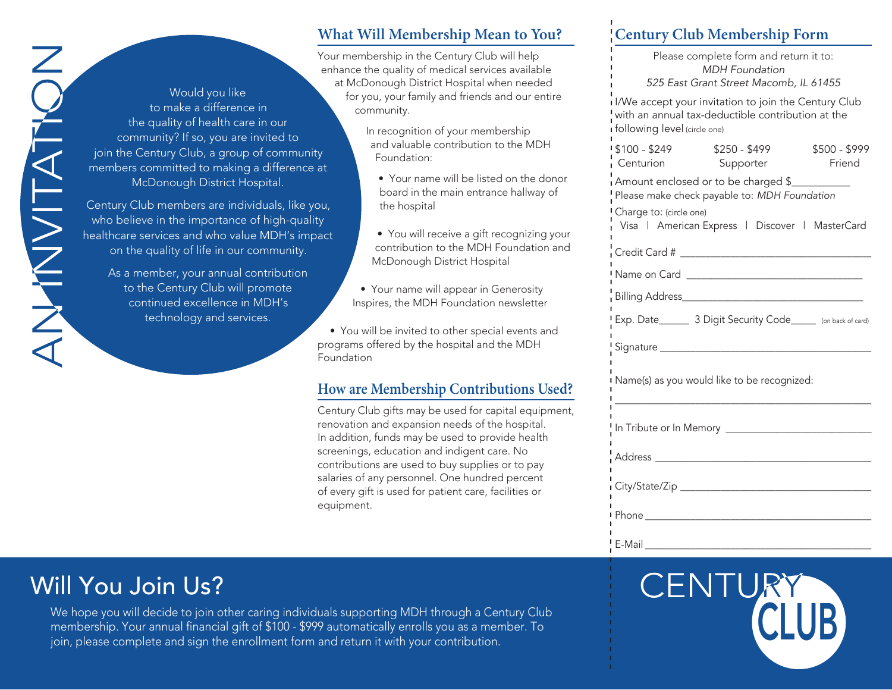# AN INVITATION

Would you like to make a difference in the quality of health care in our community? If so, you are invited to join the Century Club, a group of community members committed to making a difference at McDonough District Hospital.

Century Club members are individuals, like you, who believe in the importance of high-quality healthcare services and who value MDH's impact on the quality of life in our community.

As a member, your annual contribution to the Century Club will promote continued excellence in MDH's technology and services.

## What Will Membership Mean to You?

Your membership in the Century Club will help enhance the quality of medical services available at McDonough District Hospital when needed for you, your family and friends and our entire community.

In recognition of your membership and valuable contribution to the MDH Foundation:

- Your name will be listed on the donor board in the main entrance hallway of the hospital
- You will receive a gift recognizing your contribution to the MDH Foundation and McDonough District Hospital
- Your name will appear in Generosity Inspires, the MDH Foundation newsletter
- You will be invited to other special events and programs offered by the hospital and the MDH Foundation

## How are Membership Contributions Used?

Century Club gifts may be used for capital equipment, renovation and expansion needs of the hospital. In addition, funds may be used to provide health screenings, education and indigent care. No contributions are used to buy supplies or to pay salaries of any personnel. One hundred percent of every gift is used for patient care, facilities or equipment.

## Century Club Membership Form

Please complete form and return it to:
*MDH Foundation*
*525 East Grant Street Macomb, IL 61455*

I/We accept your invitation to join the Century Club with an annual tax-deductible contribution at the following level (circle one)

| $100 - $249 | $250 - $499 | $500 - $999 |
|---|---|---|
| Centurion | Supporter | Friend |

Amount enclosed or to be charged $__________
Please make check payable to: *MDH Foundation*

Charge to: (circle one)
Visa | American Express | Discover | MasterCard

Credit Card # ________________________________

Name on Card ______________________________

Billing Address______________________________

Exp. Date______ 3 Digit Security Code_____ (on back of card)

Signature ____________________________________

Name(s) as you would like to be recognized:

_____________________________________________

In Tribute or In Memory _______________________

Address ______________________________________

City/State/Zip _________________________________

Phone ________________________________________

E-Mail ________________________________________

# Will You Join Us?

We hope you will decide to join other caring individuals supporting MDH through a Century Club membership. Your annual financial gift of $100 - $999 automatically enrolls you as a member. To join, please complete and sign the enrollment form and return it with your contribution.

CENTURY CLUB